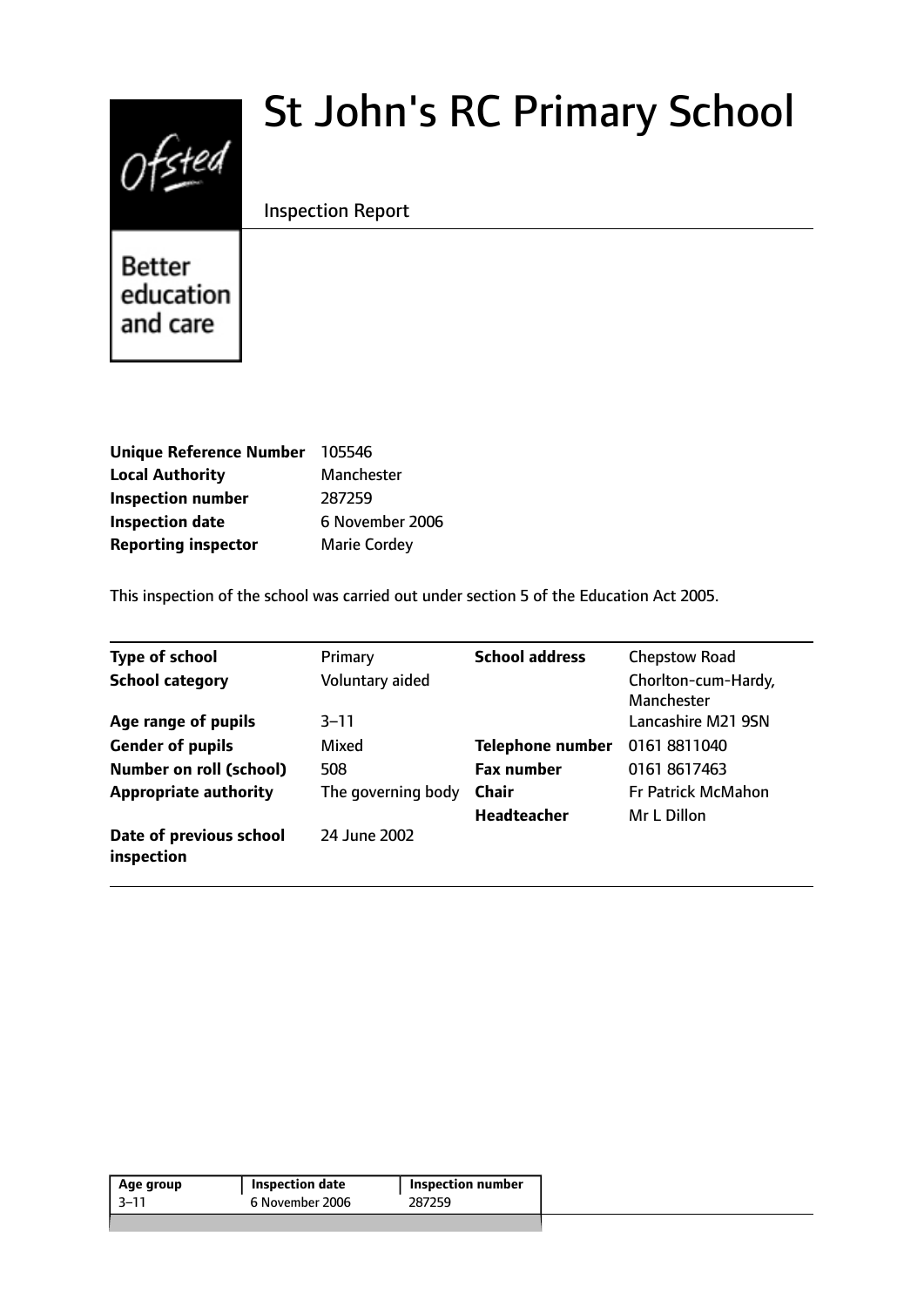# St John's RC Primary School

Inspection Report

| | |
|---|---|
| **Unique Reference Number** | 105546 |
| **Local Authority** | Manchester |
| **Inspection number** | 287259 |
| **Inspection date** | 6 November 2006 |
| **Reporting inspector** | Marie Cordey |

This inspection of the school was carried out under section 5 of the Education Act 2005.

| | | | |
|---|---|---|---|
| **Type of school** | Primary | **School address** | Chepstow Road |
| **School category** | Voluntary aided | | Chorlton-cum-Hardy, Manchester |
| **Age range of pupils** | 3–11 | | Lancashire M21 9SN |
| **Gender of pupils** | Mixed | **Telephone number** | 0161 8811040 |
| **Number on roll (school)** | 508 | **Fax number** | 0161 8617463 |
| **Appropriate authority** | The governing body | **Chair** | Fr Patrick McMahon |
| | | **Headteacher** | Mr L Dillon |
| **Date of previous school inspection** | 24 June 2002 | | |

| Age group | Inspection date | Inspection number |
|---|---|---|
| 3–11 | 6 November 2006 | 287259 |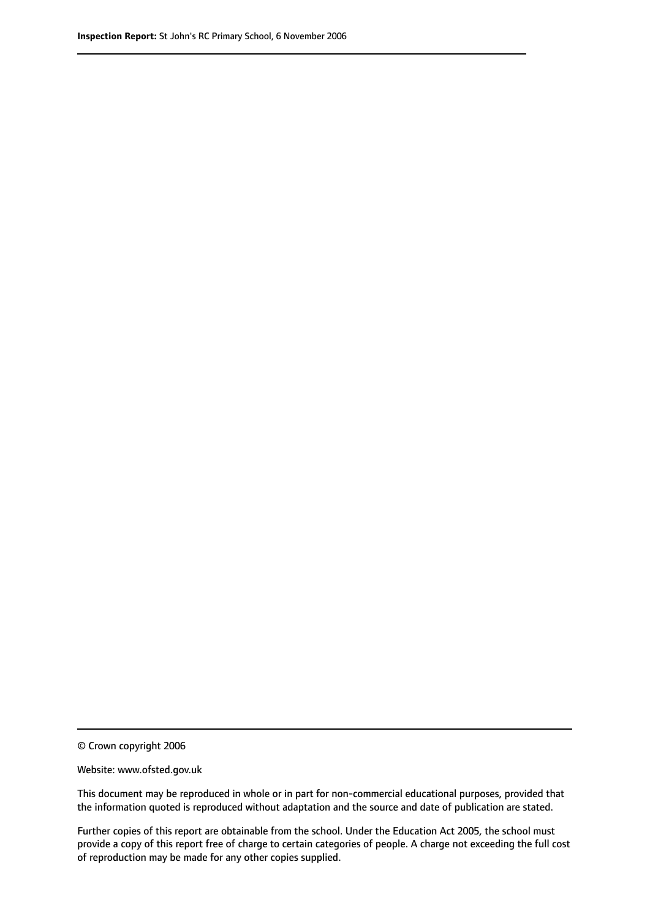© Crown copyright 2006

Website: www.ofsted.gov.uk

This document may be reproduced in whole or in part for non-commercial educational purposes, provided that the information quoted is reproduced without adaptation and the source and date of publication are stated.

Further copies of this report are obtainable from the school. Under the Education Act 2005, the school must provide a copy of this report free of charge to certain categories of people. A charge not exceeding the full cost of reproduction may be made for any other copies supplied.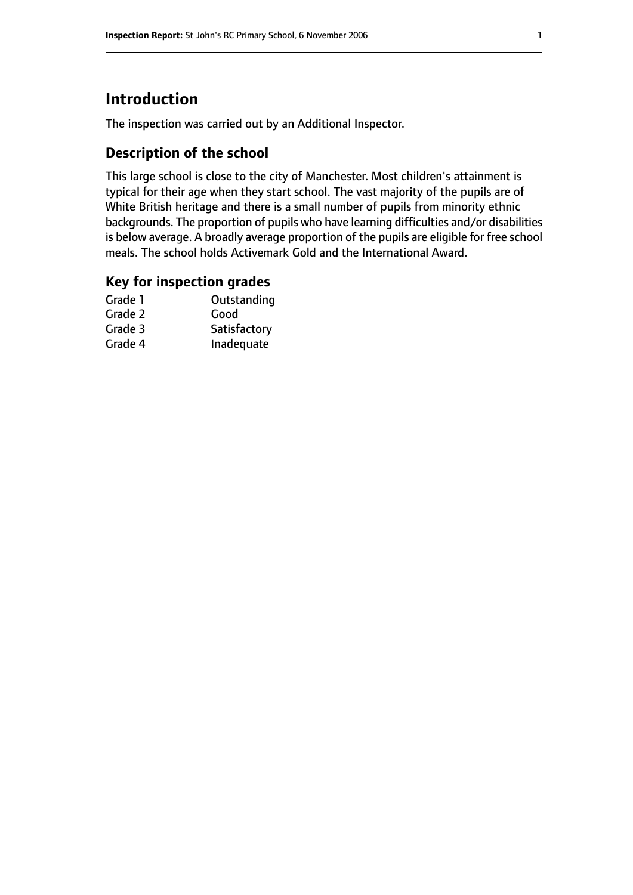# Introduction

The inspection was carried out by an Additional Inspector.

## Description of the school

This large school is close to the city of Manchester. Most children's attainment is typical for their age when they start school. The vast majority of the pupils are of White British heritage and there is a small number of pupils from minority ethnic backgrounds. The proportion of pupils who have learning difficulties and/or disabilities is below average. A broadly average proportion of the pupils are eligible for free school meals. The school holds Activemark Gold and the International Award.

## Key for inspection grades

| | |
|---|---|
| Grade 1 | Outstanding |
| Grade 2 | Good |
| Grade 3 | Satisfactory |
| Grade 4 | Inadequate |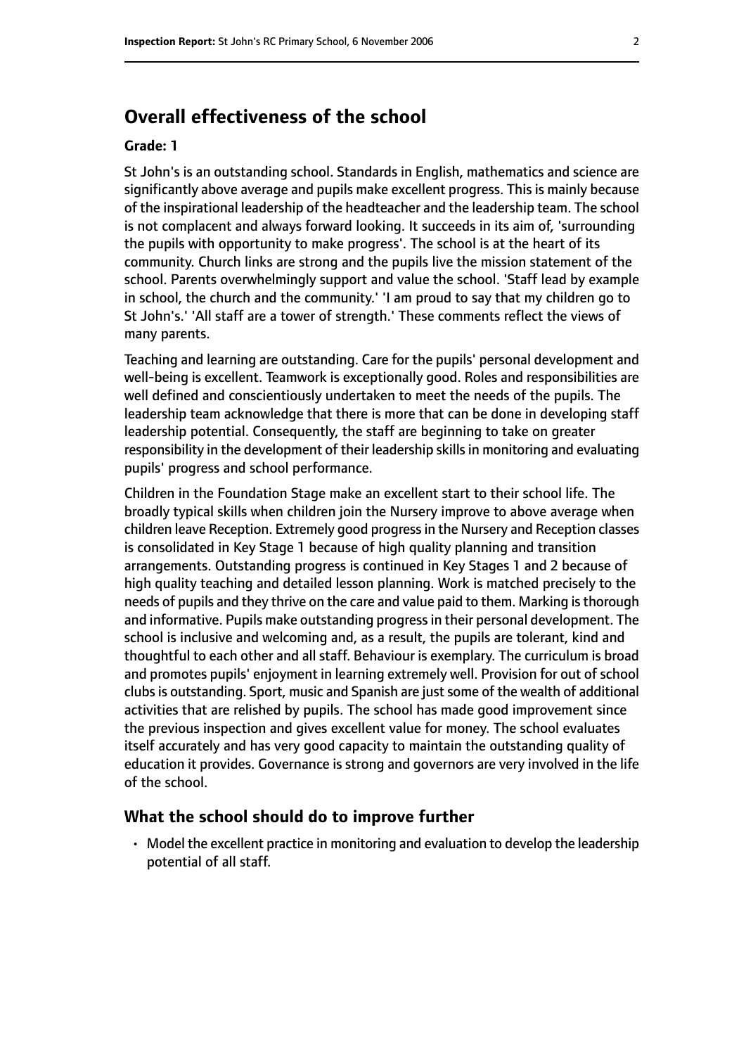## Overall effectiveness of the school

**Grade: 1**

St John's is an outstanding school. Standards in English, mathematics and science are significantly above average and pupils make excellent progress. This is mainly because of the inspirational leadership of the headteacher and the leadership team. The school is not complacent and always forward looking. It succeeds in its aim of, 'surrounding the pupils with opportunity to make progress'. The school is at the heart of its community. Church links are strong and the pupils live the mission statement of the school. Parents overwhelmingly support and value the school. 'Staff lead by example in school, the church and the community.' 'I am proud to say that my children go to St John's.' 'All staff are a tower of strength.' These comments reflect the views of many parents.

Teaching and learning are outstanding. Care for the pupils' personal development and well-being is excellent. Teamwork is exceptionally good. Roles and responsibilities are well defined and conscientiously undertaken to meet the needs of the pupils. The leadership team acknowledge that there is more that can be done in developing staff leadership potential. Consequently, the staff are beginning to take on greater responsibility in the development of their leadership skills in monitoring and evaluating pupils' progress and school performance.

Children in the Foundation Stage make an excellent start to their school life. The broadly typical skills when children join the Nursery improve to above average when children leave Reception. Extremely good progress in the Nursery and Reception classes is consolidated in Key Stage 1 because of high quality planning and transition arrangements. Outstanding progress is continued in Key Stages 1 and 2 because of high quality teaching and detailed lesson planning. Work is matched precisely to the needs of pupils and they thrive on the care and value paid to them. Marking is thorough and informative. Pupils make outstanding progress in their personal development. The school is inclusive and welcoming and, as a result, the pupils are tolerant, kind and thoughtful to each other and all staff. Behaviour is exemplary. The curriculum is broad and promotes pupils' enjoyment in learning extremely well. Provision for out of school clubs is outstanding. Sport, music and Spanish are just some of the wealth of additional activities that are relished by pupils. The school has made good improvement since the previous inspection and gives excellent value for money. The school evaluates itself accurately and has very good capacity to maintain the outstanding quality of education it provides. Governance is strong and governors are very involved in the life of the school.

### What the school should do to improve further

- Model the excellent practice in monitoring and evaluation to develop the leadership potential of all staff.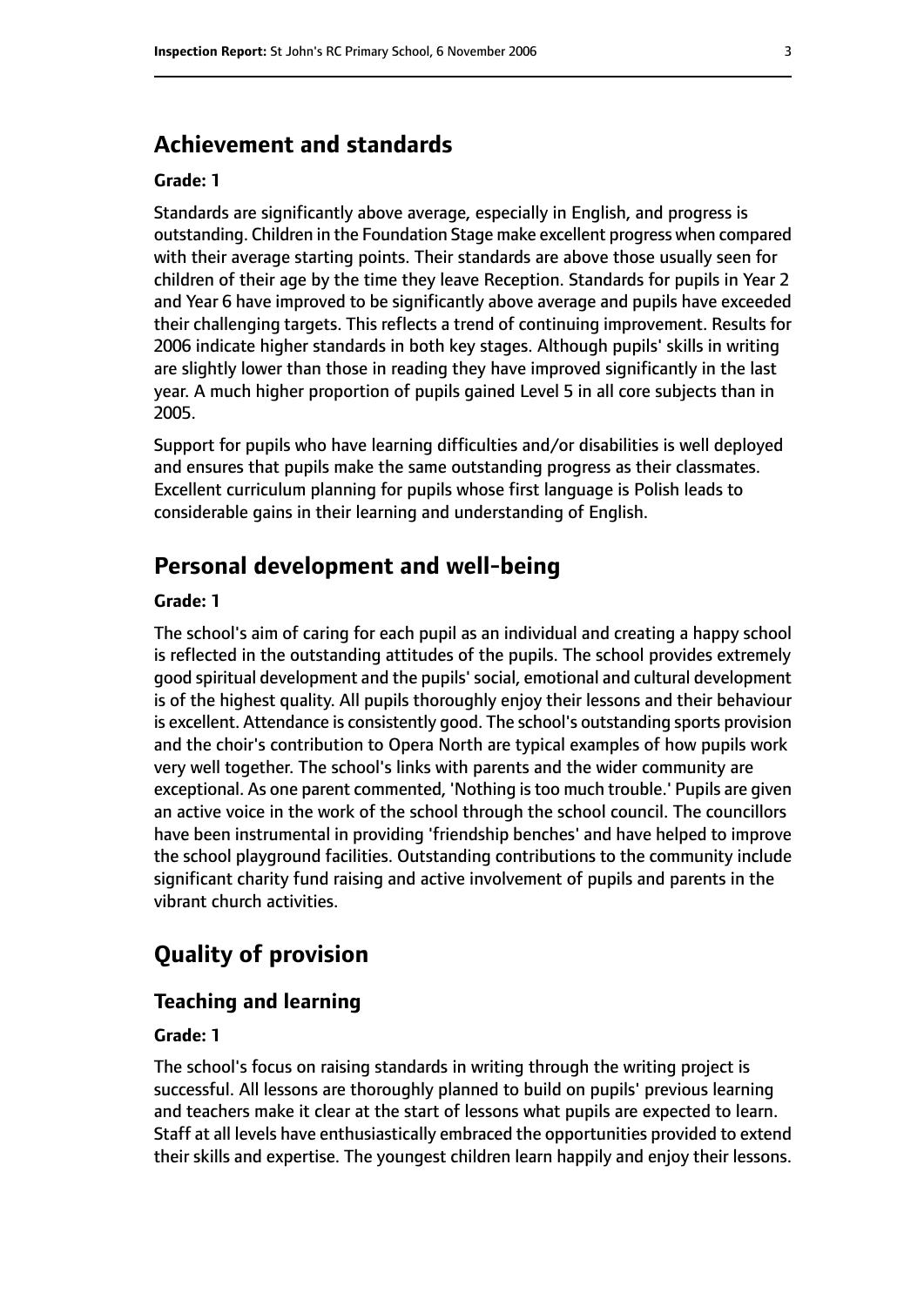## Achievement and standards

**Grade: 1**

Standards are significantly above average, especially in English, and progress is outstanding. Children in the Foundation Stage make excellent progress when compared with their average starting points. Their standards are above those usually seen for children of their age by the time they leave Reception. Standards for pupils in Year 2 and Year 6 have improved to be significantly above average and pupils have exceeded their challenging targets. This reflects a trend of continuing improvement. Results for 2006 indicate higher standards in both key stages. Although pupils' skills in writing are slightly lower than those in reading they have improved significantly in the last year. A much higher proportion of pupils gained Level 5 in all core subjects than in 2005.

Support for pupils who have learning difficulties and/or disabilities is well deployed and ensures that pupils make the same outstanding progress as their classmates. Excellent curriculum planning for pupils whose first language is Polish leads to considerable gains in their learning and understanding of English.

## Personal development and well-being

**Grade: 1**

The school's aim of caring for each pupil as an individual and creating a happy school is reflected in the outstanding attitudes of the pupils. The school provides extremely good spiritual development and the pupils' social, emotional and cultural development is of the highest quality. All pupils thoroughly enjoy their lessons and their behaviour is excellent. Attendance is consistently good. The school's outstanding sports provision and the choir's contribution to Opera North are typical examples of how pupils work very well together. The school's links with parents and the wider community are exceptional. As one parent commented, 'Nothing is too much trouble.' Pupils are given an active voice in the work of the school through the school council. The councillors have been instrumental in providing 'friendship benches' and have helped to improve the school playground facilities. Outstanding contributions to the community include significant charity fund raising and active involvement of pupils and parents in the vibrant church activities.

# Quality of provision

### Teaching and learning

**Grade: 1**

The school's focus on raising standards in writing through the writing project is successful. All lessons are thoroughly planned to build on pupils' previous learning and teachers make it clear at the start of lessons what pupils are expected to learn. Staff at all levels have enthusiastically embraced the opportunities provided to extend their skills and expertise. The youngest children learn happily and enjoy their lessons.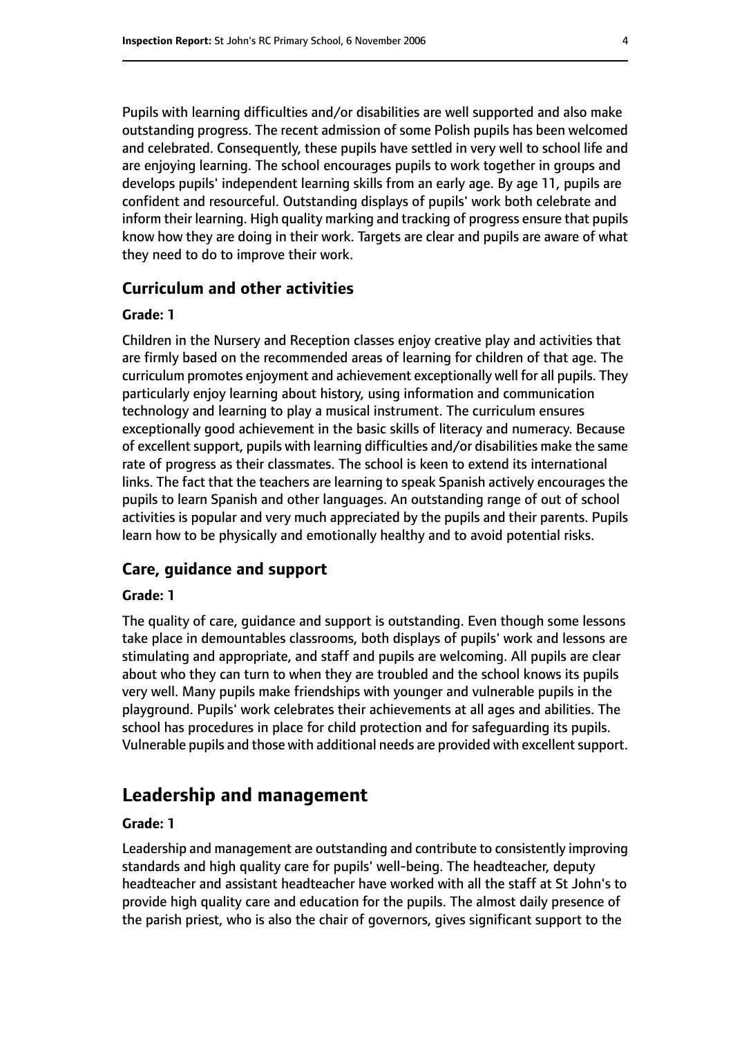Pupils with learning difficulties and/or disabilities are well supported and also make outstanding progress. The recent admission of some Polish pupils has been welcomed and celebrated. Consequently, these pupils have settled in very well to school life and are enjoying learning. The school encourages pupils to work together in groups and develops pupils' independent learning skills from an early age. By age 11, pupils are confident and resourceful. Outstanding displays of pupils' work both celebrate and inform their learning. High quality marking and tracking of progress ensure that pupils know how they are doing in their work. Targets are clear and pupils are aware of what they need to do to improve their work.

### Curriculum and other activities

#### Grade: 1

Children in the Nursery and Reception classes enjoy creative play and activities that are firmly based on the recommended areas of learning for children of that age. The curriculum promotes enjoyment and achievement exceptionally well for all pupils. They particularly enjoy learning about history, using information and communication technology and learning to play a musical instrument. The curriculum ensures exceptionally good achievement in the basic skills of literacy and numeracy. Because of excellent support, pupils with learning difficulties and/or disabilities make the same rate of progress as their classmates. The school is keen to extend its international links. The fact that the teachers are learning to speak Spanish actively encourages the pupils to learn Spanish and other languages. An outstanding range of out of school activities is popular and very much appreciated by the pupils and their parents. Pupils learn how to be physically and emotionally healthy and to avoid potential risks.

### Care, guidance and support

#### Grade: 1

The quality of care, guidance and support is outstanding. Even though some lessons take place in demountables classrooms, both displays of pupils' work and lessons are stimulating and appropriate, and staff and pupils are welcoming. All pupils are clear about who they can turn to when they are troubled and the school knows its pupils very well. Many pupils make friendships with younger and vulnerable pupils in the playground. Pupils' work celebrates their achievements at all ages and abilities. The school has procedures in place for child protection and for safeguarding its pupils. Vulnerable pupils and those with additional needs are provided with excellent support.

## Leadership and management

#### Grade: 1

Leadership and management are outstanding and contribute to consistently improving standards and high quality care for pupils' well-being. The headteacher, deputy headteacher and assistant headteacher have worked with all the staff at St John's to provide high quality care and education for the pupils. The almost daily presence of the parish priest, who is also the chair of governors, gives significant support to the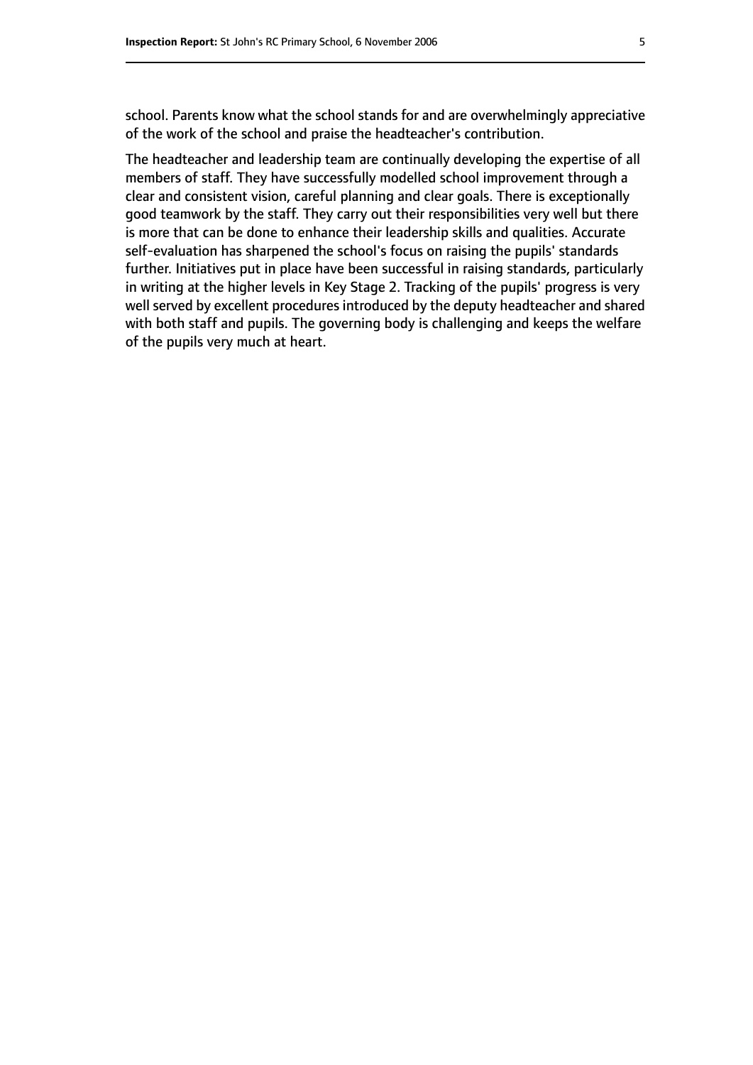school. Parents know what the school stands for and are overwhelmingly appreciative of the work of the school and praise the headteacher's contribution.

The headteacher and leadership team are continually developing the expertise of all members of staff. They have successfully modelled school improvement through a clear and consistent vision, careful planning and clear goals. There is exceptionally good teamwork by the staff. They carry out their responsibilities very well but there is more that can be done to enhance their leadership skills and qualities. Accurate self-evaluation has sharpened the school's focus on raising the pupils' standards further. Initiatives put in place have been successful in raising standards, particularly in writing at the higher levels in Key Stage 2. Tracking of the pupils' progress is very well served by excellent procedures introduced by the deputy headteacher and shared with both staff and pupils. The governing body is challenging and keeps the welfare of the pupils very much at heart.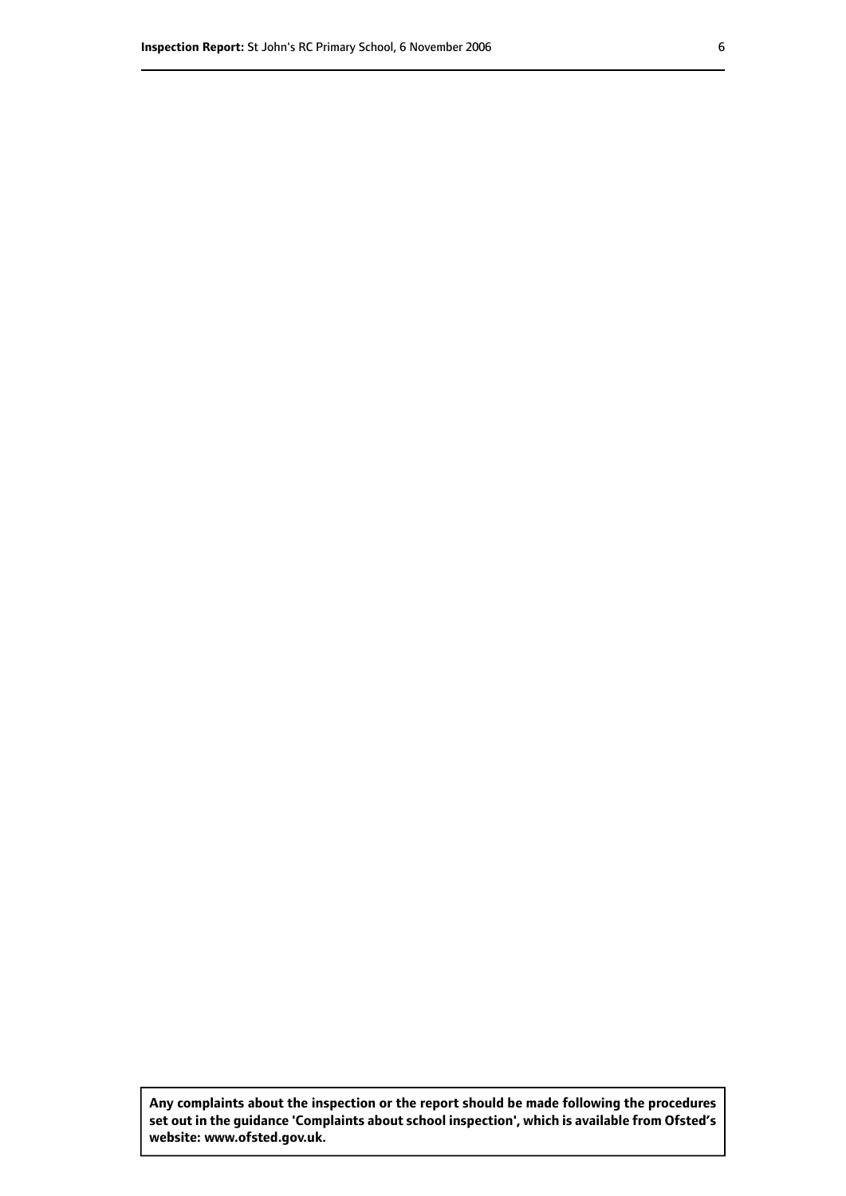**Any complaints about the inspection or the report should be made following the procedures set out in the guidance 'Complaints about school inspection', which is available from Ofsted's website: www.ofsted.gov.uk.**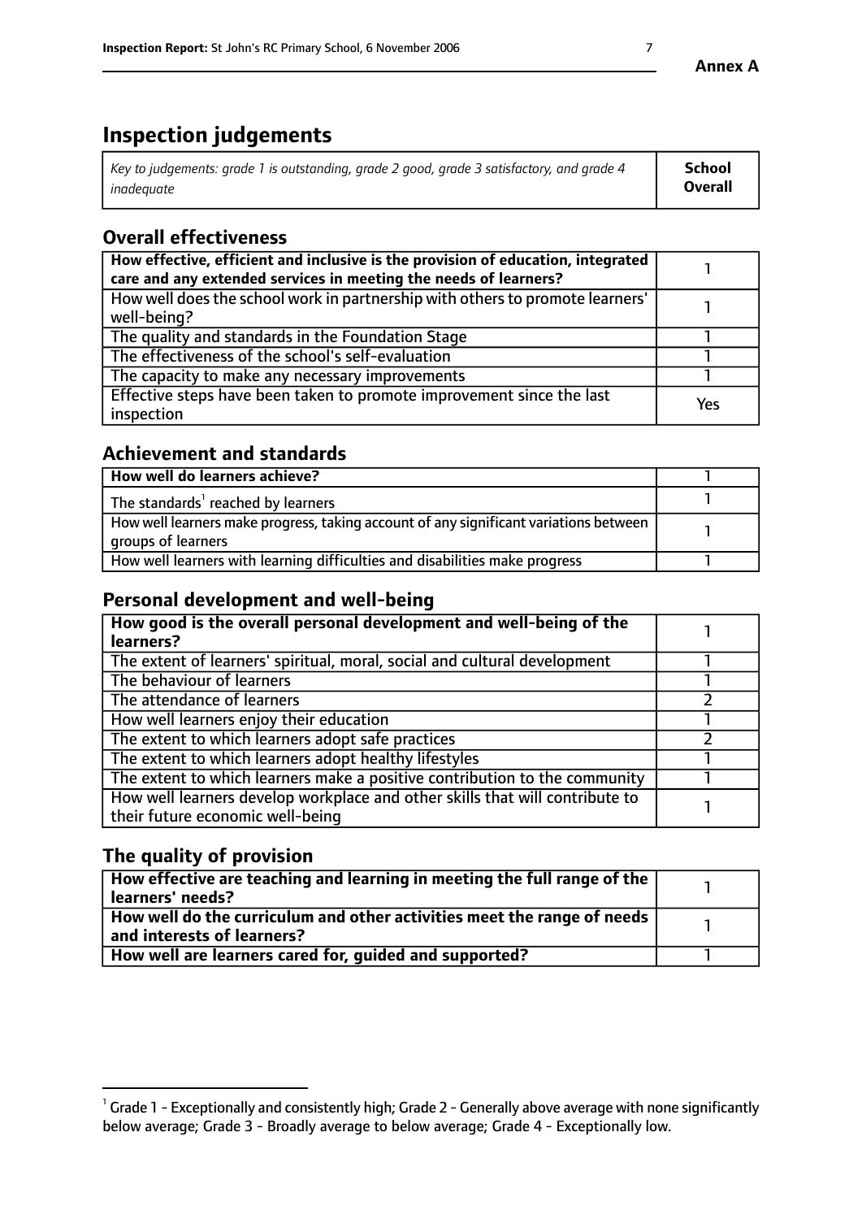Annex A

# Inspection judgements

| *Key to judgements: grade 1 is outstanding, grade 2 good, grade 3 satisfactory, and grade 4 inadequate* | **School Overall** |
|---|---|

## Overall effectiveness

| | |
|---|---|
| **How effective, efficient and inclusive is the provision of education, integrated care and any extended services in meeting the needs of learners?** | 1 |
| How well does the school work in partnership with others to promote learners' well-being? | 1 |
| The quality and standards in the Foundation Stage | 1 |
| The effectiveness of the school's self-evaluation | 1 |
| The capacity to make any necessary improvements | 1 |
| Effective steps have been taken to promote improvement since the last inspection | Yes |

## Achievement and standards

| | |
|---|---|
| **How well do learners achieve?** | 1 |
| The standards[1] reached by learners | 1 |
| How well learners make progress, taking account of any significant variations between groups of learners | 1 |
| How well learners with learning difficulties and disabilities make progress | 1 |

## Personal development and well-being

| | |
|---|---|
| **How good is the overall personal development and well-being of the learners?** | 1 |
| The extent of learners' spiritual, moral, social and cultural development | 1 |
| The behaviour of learners | 1 |
| The attendance of learners | 2 |
| How well learners enjoy their education | 1 |
| The extent to which learners adopt safe practices | 2 |
| The extent to which learners adopt healthy lifestyles | 1 |
| The extent to which learners make a positive contribution to the community | 1 |
| How well learners develop workplace and other skills that will contribute to their future economic well-being | 1 |

## The quality of provision

| | |
|---|---|
| **How effective are teaching and learning in meeting the full range of the learners' needs?** | 1 |
| **How well do the curriculum and other activities meet the range of needs and interests of learners?** | 1 |
| **How well are learners cared for, guided and supported?** | 1 |

[1] Grade 1 - Exceptionally and consistently high; Grade 2 - Generally above average with none significantly below average; Grade 3 - Broadly average to below average; Grade 4 - Exceptionally low.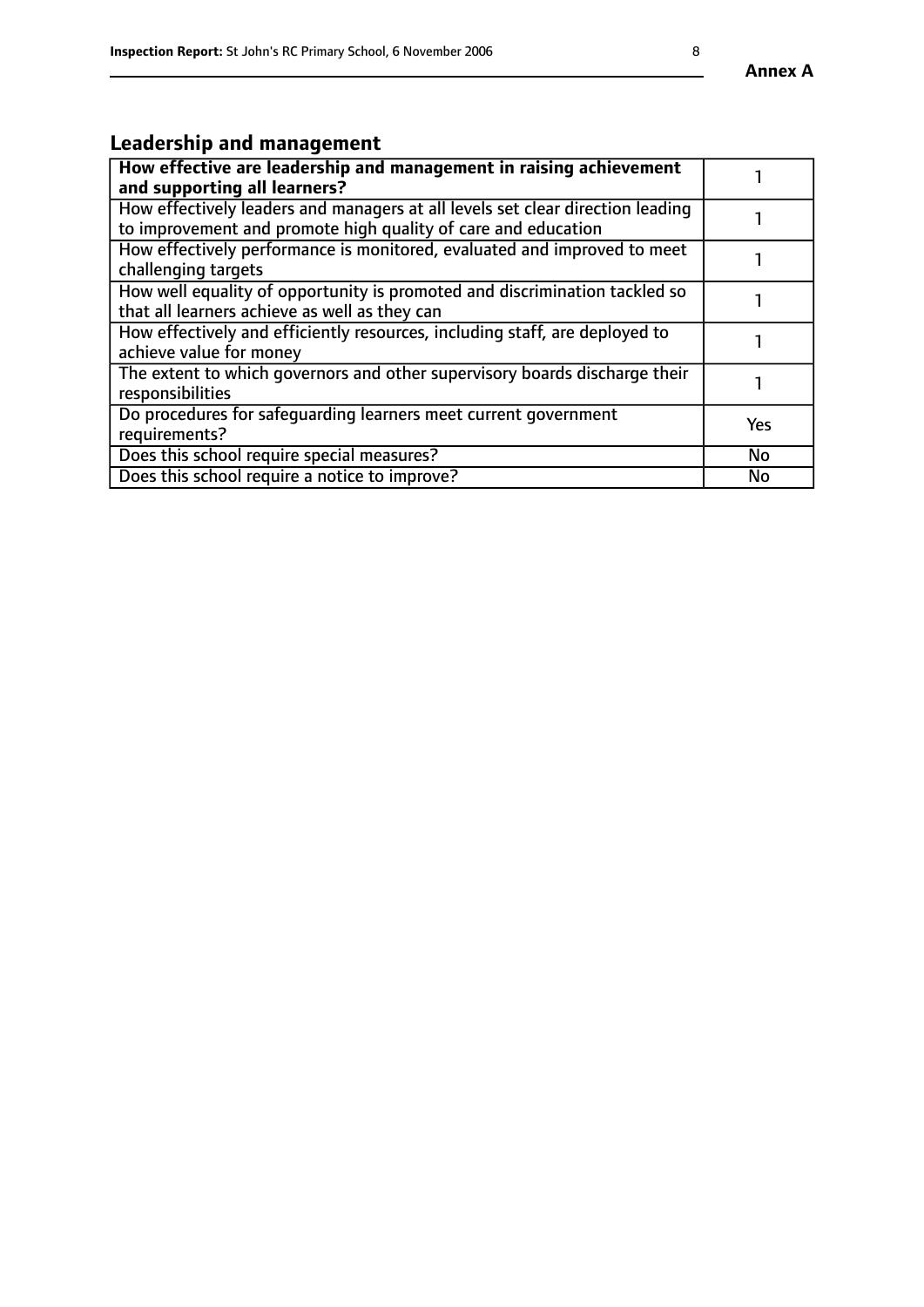## Leadership and management

| **How effective are leadership and management in raising achievement and supporting all learners?** | 1 |
|---|---|
| How effectively leaders and managers at all levels set clear direction leading to improvement and promote high quality of care and education | 1 |
| How effectively performance is monitored, evaluated and improved to meet challenging targets | 1 |
| How well equality of opportunity is promoted and discrimination tackled so that all learners achieve as well as they can | 1 |
| How effectively and efficiently resources, including staff, are deployed to achieve value for money | 1 |
| The extent to which governors and other supervisory boards discharge their responsibilities | 1 |
| Do procedures for safeguarding learners meet current government requirements? | Yes |
| Does this school require special measures? | No |
| Does this school require a notice to improve? | No |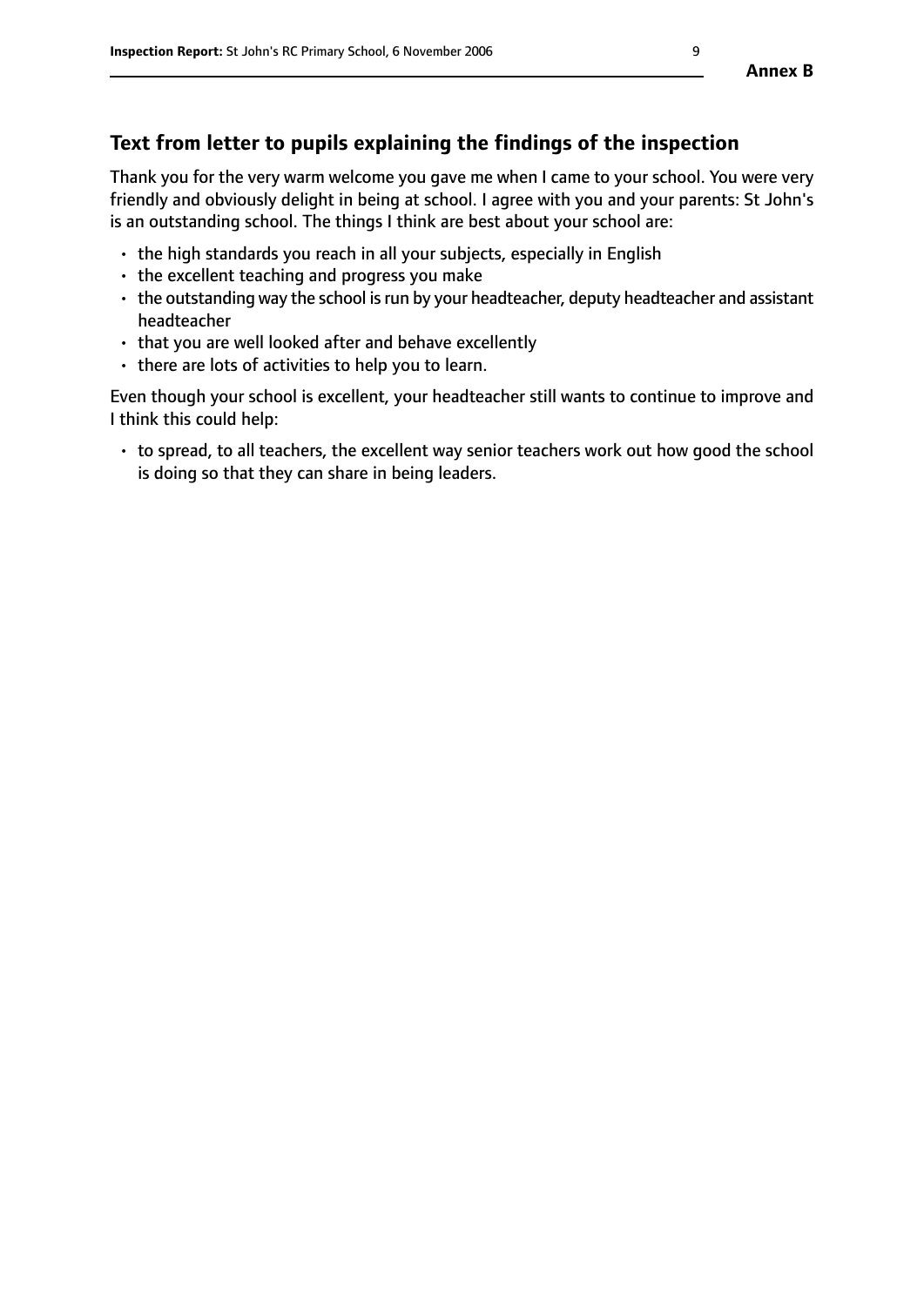## Text from letter to pupils explaining the findings of the inspection

Thank you for the very warm welcome you gave me when I came to your school. You were very friendly and obviously delight in being at school. I agree with you and your parents: St John's is an outstanding school. The things I think are best about your school are:

- the high standards you reach in all your subjects, especially in English
- the excellent teaching and progress you make
- the outstanding way the school is run by your headteacher, deputy headteacher and assistant headteacher
- that you are well looked after and behave excellently
- there are lots of activities to help you to learn.

Even though your school is excellent, your headteacher still wants to continue to improve and I think this could help:

- to spread, to all teachers, the excellent way senior teachers work out how good the school is doing so that they can share in being leaders.